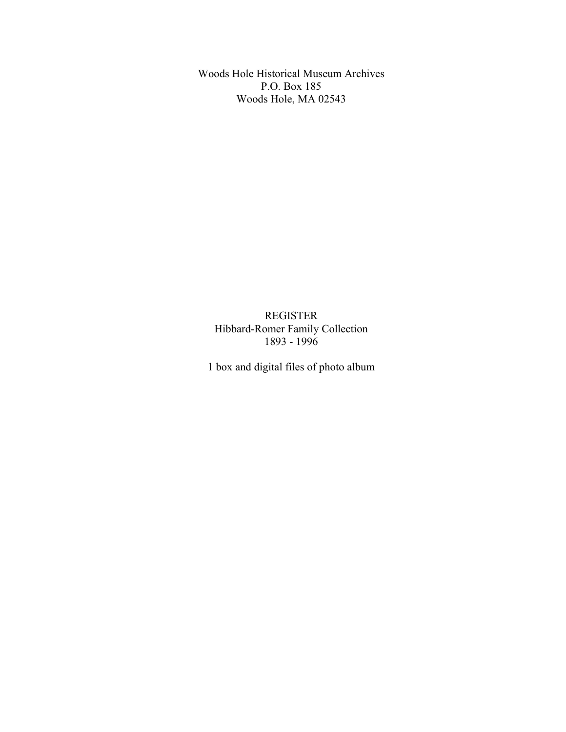Woods Hole Historical Museum Archives
P.O. Box 185
Woods Hole, MA 02543

# REGISTER
## Hibbard-Romer Family Collection
## 1893 - 1996

1 box and digital files of photo album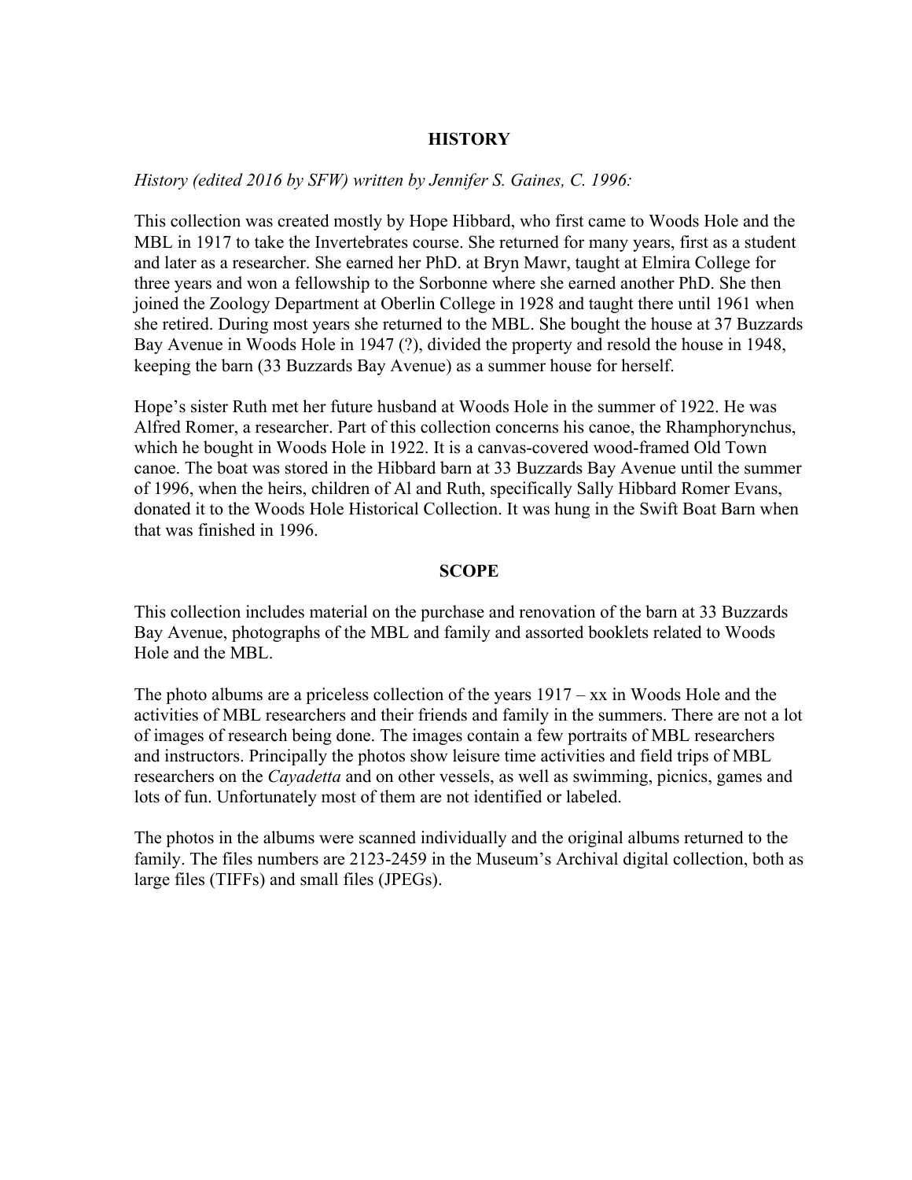## HISTORY

*History (edited 2016 by SFW) written by Jennifer S. Gaines, C. 1996:*

This collection was created mostly by Hope Hibbard, who first came to Woods Hole and the MBL in 1917 to take the Invertebrates course. She returned for many years, first as a student and later as a researcher. She earned her PhD. at Bryn Mawr, taught at Elmira College for three years and won a fellowship to the Sorbonne where she earned another PhD. She then joined the Zoology Department at Oberlin College in 1928 and taught there until 1961 when she retired. During most years she returned to the MBL. She bought the house at 37 Buzzards Bay Avenue in Woods Hole in 1947 (?), divided the property and resold the house in 1948, keeping the barn (33 Buzzards Bay Avenue) as a summer house for herself.

Hope's sister Ruth met her future husband at Woods Hole in the summer of 1922. He was Alfred Romer, a researcher. Part of this collection concerns his canoe, the Rhamphorynchus, which he bought in Woods Hole in 1922. It is a canvas-covered wood-framed Old Town canoe. The boat was stored in the Hibbard barn at 33 Buzzards Bay Avenue until the summer of 1996, when the heirs, children of Al and Ruth, specifically Sally Hibbard Romer Evans, donated it to the Woods Hole Historical Collection. It was hung in the Swift Boat Barn when that was finished in 1996.

## SCOPE

This collection includes material on the purchase and renovation of the barn at 33 Buzzards Bay Avenue, photographs of the MBL and family and assorted booklets related to Woods Hole and the MBL.

The photo albums are a priceless collection of the years 1917 – xx in Woods Hole and the activities of MBL researchers and their friends and family in the summers. There are not a lot of images of research being done. The images contain a few portraits of MBL researchers and instructors. Principally the photos show leisure time activities and field trips of MBL researchers on the *Cayadetta* and on other vessels, as well as swimming, picnics, games and lots of fun. Unfortunately most of them are not identified or labeled.

The photos in the albums were scanned individually and the original albums returned to the family. The files numbers are 2123-2459 in the Museum's Archival digital collection, both as large files (TIFFs) and small files (JPEGs).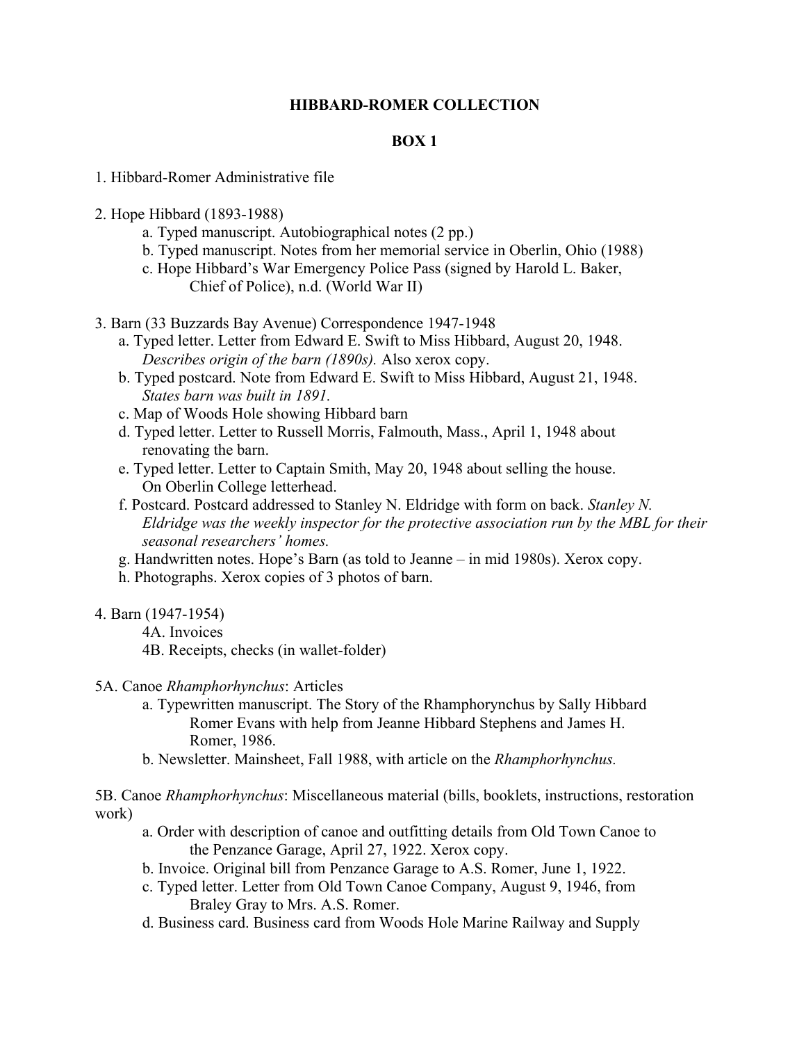# HIBBARD-ROMER COLLECTION

## BOX 1

1. Hibbard-Romer Administrative file

2. Hope Hibbard (1893-1988)
   - a. Typed manuscript. Autobiographical notes (2 pp.)
   - b. Typed manuscript. Notes from her memorial service in Oberlin, Ohio (1988)
   - c. Hope Hibbard's War Emergency Police Pass (signed by Harold L. Baker, Chief of Police), n.d. (World War II)

3. Barn (33 Buzzards Bay Avenue) Correspondence 1947-1948
   - a. Typed letter. Letter from Edward E. Swift to Miss Hibbard, August 20, 1948. *Describes origin of the barn (1890s).* Also xerox copy.
   - b. Typed postcard. Note from Edward E. Swift to Miss Hibbard, August 21, 1948. *States barn was built in 1891.*
   - c. Map of Woods Hole showing Hibbard barn
   - d. Typed letter. Letter to Russell Morris, Falmouth, Mass., April 1, 1948 about renovating the barn.
   - e. Typed letter. Letter to Captain Smith, May 20, 1948 about selling the house. On Oberlin College letterhead.
   - f. Postcard. Postcard addressed to Stanley N. Eldridge with form on back. *Stanley N. Eldridge was the weekly inspector for the protective association run by the MBL for their seasonal researchers' homes.*
   - g. Handwritten notes. Hope's Barn (as told to Jeanne – in mid 1980s). Xerox copy.
   - h. Photographs. Xerox copies of 3 photos of barn.

4. Barn (1947-1954)
   - 4A. Invoices
   - 4B. Receipts, checks (in wallet-folder)

5A. Canoe *Rhamphorhynchus*: Articles
   - a. Typewritten manuscript. The Story of the Rhamphorynchus by Sally Hibbard Romer Evans with help from Jeanne Hibbard Stephens and James H. Romer, 1986.
   - b. Newsletter. Mainsheet, Fall 1988, with article on the *Rhamphorhynchus.*

5B. Canoe *Rhamphorhynchus*: Miscellaneous material (bills, booklets, instructions, restoration work)
   - a. Order with description of canoe and outfitting details from Old Town Canoe to the Penzance Garage, April 27, 1922. Xerox copy.
   - b. Invoice. Original bill from Penzance Garage to A.S. Romer, June 1, 1922.
   - c. Typed letter. Letter from Old Town Canoe Company, August 9, 1946, from Braley Gray to Mrs. A.S. Romer.
   - d. Business card. Business card from Woods Hole Marine Railway and Supply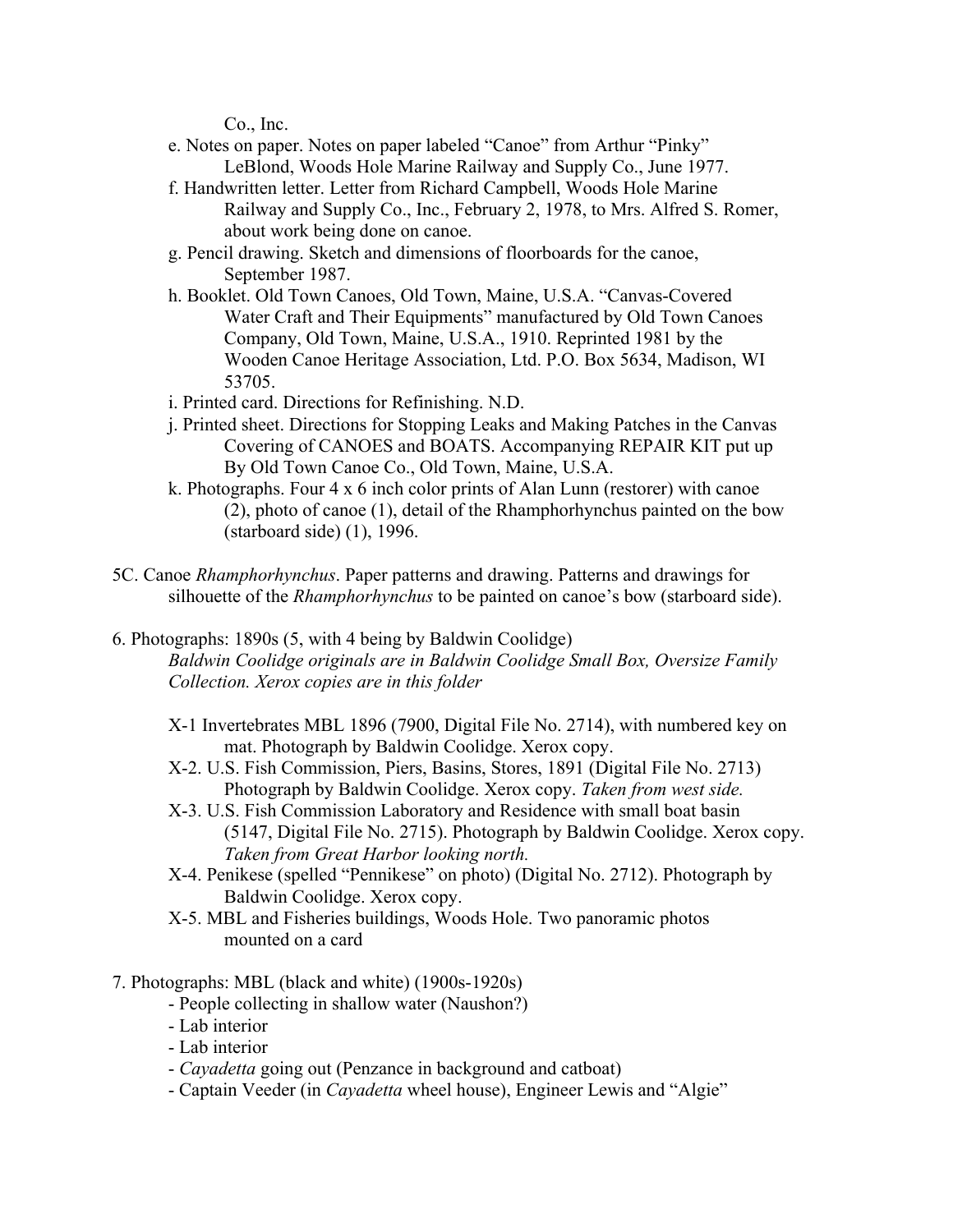Co., Inc.

- e. Notes on paper. Notes on paper labeled “Canoe” from Arthur “Pinky” LeBlond, Woods Hole Marine Railway and Supply Co., June 1977.
- f. Handwritten letter. Letter from Richard Campbell, Woods Hole Marine Railway and Supply Co., Inc., February 2, 1978, to Mrs. Alfred S. Romer, about work being done on canoe.
- g. Pencil drawing. Sketch and dimensions of floorboards for the canoe, September 1987.
- h. Booklet. Old Town Canoes, Old Town, Maine, U.S.A. “Canvas-Covered Water Craft and Their Equipments” manufactured by Old Town Canoes Company, Old Town, Maine, U.S.A., 1910. Reprinted 1981 by the Wooden Canoe Heritage Association, Ltd. P.O. Box 5634, Madison, WI 53705.
- i. Printed card. Directions for Refinishing. N.D.
- j. Printed sheet. Directions for Stopping Leaks and Making Patches in the Canvas Covering of CANOES and BOATS. Accompanying REPAIR KIT put up By Old Town Canoe Co., Old Town, Maine, U.S.A.
- k. Photographs. Four 4 x 6 inch color prints of Alan Lunn (restorer) with canoe (2), photo of canoe (1), detail of the Rhamphorhynchus painted on the bow (starboard side) (1), 1996.

5C. Canoe *Rhamphorhynchus*. Paper patterns and drawing. Patterns and drawings for silhouette of the *Rhamphorhynchus* to be painted on canoe’s bow (starboard side).

6. Photographs: 1890s (5, with 4 being by Baldwin Coolidge)
   *Baldwin Coolidge originals are in Baldwin Coolidge Small Box, Oversize Family Collection. Xerox copies are in this folder*

   - X-1 Invertebrates MBL 1896 (7900, Digital File No. 2714), with numbered key on mat. Photograph by Baldwin Coolidge. Xerox copy.
   - X-2. U.S. Fish Commission, Piers, Basins, Stores, 1891 (Digital File No. 2713) Photograph by Baldwin Coolidge. Xerox copy. *Taken from west side.*
   - X-3. U.S. Fish Commission Laboratory and Residence with small boat basin (5147, Digital File No. 2715). Photograph by Baldwin Coolidge. Xerox copy. *Taken from Great Harbor looking north.*
   - X-4. Penikese (spelled “Pennikese” on photo) (Digital No. 2712). Photograph by Baldwin Coolidge. Xerox copy.
   - X-5. MBL and Fisheries buildings, Woods Hole. Two panoramic photos mounted on a card

7. Photographs: MBL (black and white) (1900s-1920s)
   - People collecting in shallow water (Naushon?)
   - Lab interior
   - Lab interior
   - *Cayadetta* going out (Penzance in background and catboat)
   - Captain Veeder (in *Cayadetta* wheel house), Engineer Lewis and “Algie”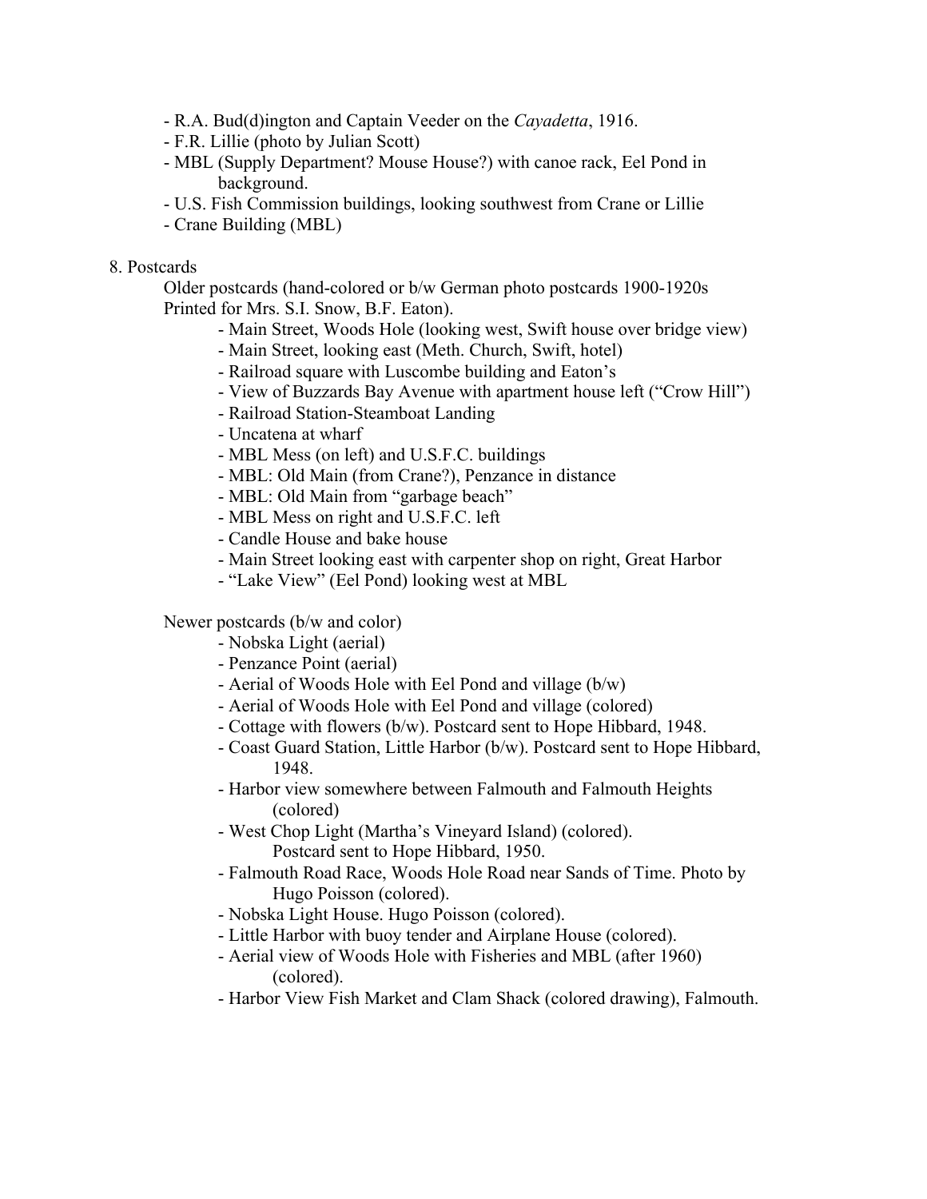- R.A. Bud(d)ington and Captain Veeder on the *Cayadetta*, 1916.
- F.R. Lillie (photo by Julian Scott)
- MBL (Supply Department? Mouse House?) with canoe rack, Eel Pond in background.
- U.S. Fish Commission buildings, looking southwest from Crane or Lillie
- Crane Building (MBL)

8. Postcards

Older postcards (hand-colored or b/w German photo postcards 1900-1920s Printed for Mrs. S.I. Snow, B.F. Eaton).

- Main Street, Woods Hole (looking west, Swift house over bridge view)
- Main Street, looking east (Meth. Church, Swift, hotel)
- Railroad square with Luscombe building and Eaton's
- View of Buzzards Bay Avenue with apartment house left ("Crow Hill")
- Railroad Station-Steamboat Landing
- Uncatena at wharf
- MBL Mess (on left) and U.S.F.C. buildings
- MBL: Old Main (from Crane?), Penzance in distance
- MBL: Old Main from "garbage beach"
- MBL Mess on right and U.S.F.C. left
- Candle House and bake house
- Main Street looking east with carpenter shop on right, Great Harbor
- "Lake View" (Eel Pond) looking west at MBL

Newer postcards (b/w and color)

- Nobska Light (aerial)
- Penzance Point (aerial)
- Aerial of Woods Hole with Eel Pond and village (b/w)
- Aerial of Woods Hole with Eel Pond and village (colored)
- Cottage with flowers (b/w). Postcard sent to Hope Hibbard, 1948.
- Coast Guard Station, Little Harbor (b/w). Postcard sent to Hope Hibbard, 1948.
- Harbor view somewhere between Falmouth and Falmouth Heights (colored)
- West Chop Light (Martha's Vineyard Island) (colored). Postcard sent to Hope Hibbard, 1950.
- Falmouth Road Race, Woods Hole Road near Sands of Time. Photo by Hugo Poisson (colored).
- Nobska Light House. Hugo Poisson (colored).
- Little Harbor with buoy tender and Airplane House (colored).
- Aerial view of Woods Hole with Fisheries and MBL (after 1960) (colored).
- Harbor View Fish Market and Clam Shack (colored drawing), Falmouth.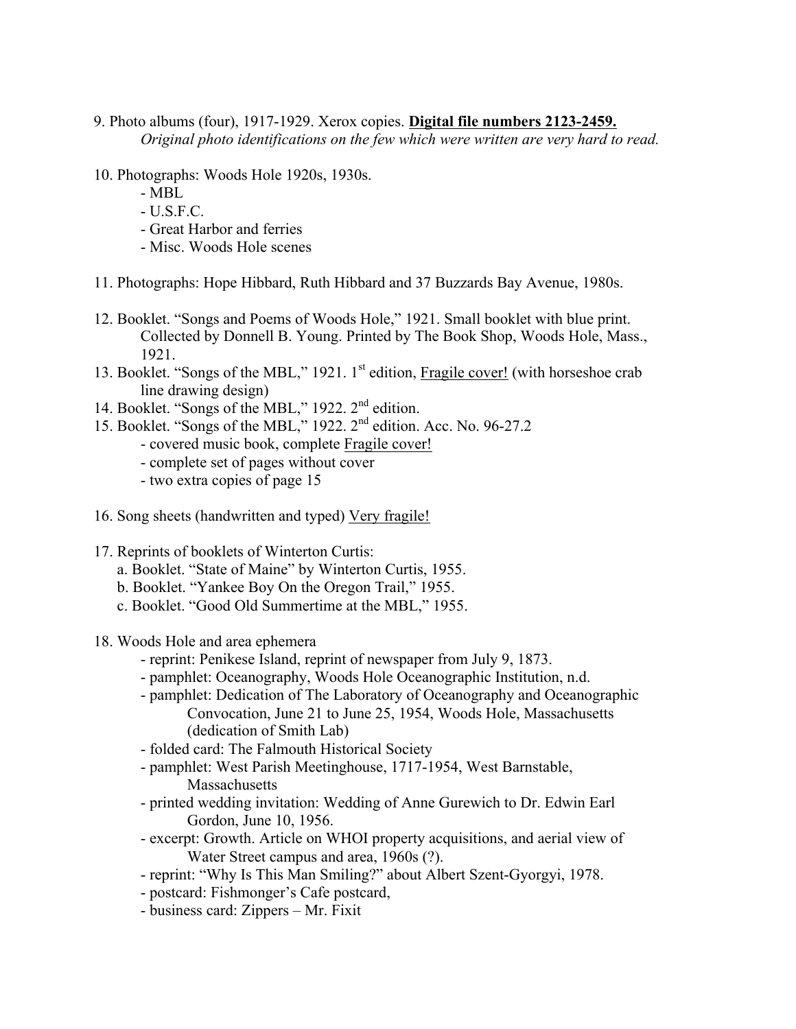9. Photo albums (four), 1917-1929. Xerox copies. **<u>Digital file numbers 2123-2459.</u>**
   *Original photo identifications on the few which were written are very hard to read.*

10. Photographs: Woods Hole 1920s, 1930s.
    - MBL
    - U.S.F.C.
    - Great Harbor and ferries
    - Misc. Woods Hole scenes

11. Photographs: Hope Hibbard, Ruth Hibbard and 37 Buzzards Bay Avenue, 1980s.

12. Booklet. "Songs and Poems of Woods Hole," 1921. Small booklet with blue print. Collected by Donnell B. Young. Printed by The Book Shop, Woods Hole, Mass., 1921.
13. Booklet. "Songs of the MBL," 1921. 1st edition, <u>Fragile cover!</u> (with horseshoe crab line drawing design)
14. Booklet. "Songs of the MBL," 1922. 2nd edition.
15. Booklet. "Songs of the MBL," 1922. 2nd edition. Acc. No. 96-27.2
    - covered music book, complete <u>Fragile cover!</u>
    - complete set of pages without cover
    - two extra copies of page 15

16. Song sheets (handwritten and typed) <u>Very fragile!</u>

17. Reprints of booklets of Winterton Curtis:
    a. Booklet. "State of Maine" by Winterton Curtis, 1955.
    b. Booklet. "Yankee Boy On the Oregon Trail," 1955.
    c. Booklet. "Good Old Summertime at the MBL," 1955.

18. Woods Hole and area ephemera
    - reprint: Penikese Island, reprint of newspaper from July 9, 1873.
    - pamphlet: Oceanography, Woods Hole Oceanographic Institution, n.d.
    - pamphlet: Dedication of The Laboratory of Oceanography and Oceanographic Convocation, June 21 to June 25, 1954, Woods Hole, Massachusetts (dedication of Smith Lab)
    - folded card: The Falmouth Historical Society
    - pamphlet: West Parish Meetinghouse, 1717-1954, West Barnstable, Massachusetts
    - printed wedding invitation: Wedding of Anne Gurewich to Dr. Edwin Earl Gordon, June 10, 1956.
    - excerpt: Growth. Article on WHOI property acquisitions, and aerial view of Water Street campus and area, 1960s (?).
    - reprint: "Why Is This Man Smiling?" about Albert Szent-Gyorgyi, 1978.
    - postcard: Fishmonger's Cafe postcard,
    - business card: Zippers – Mr. Fixit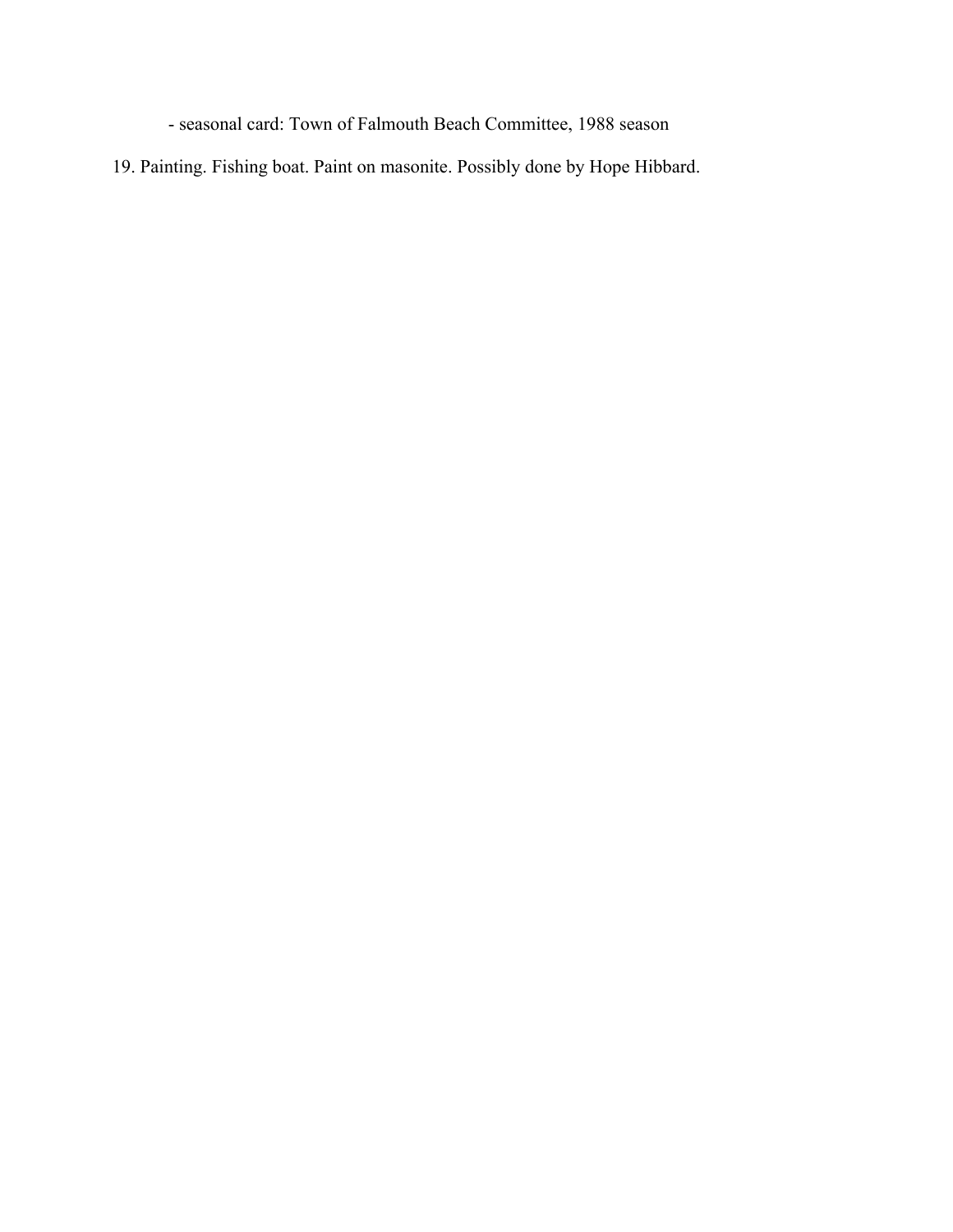- seasonal card: Town of Falmouth Beach Committee, 1988 season

19. Painting. Fishing boat. Paint on masonite. Possibly done by Hope Hibbard.